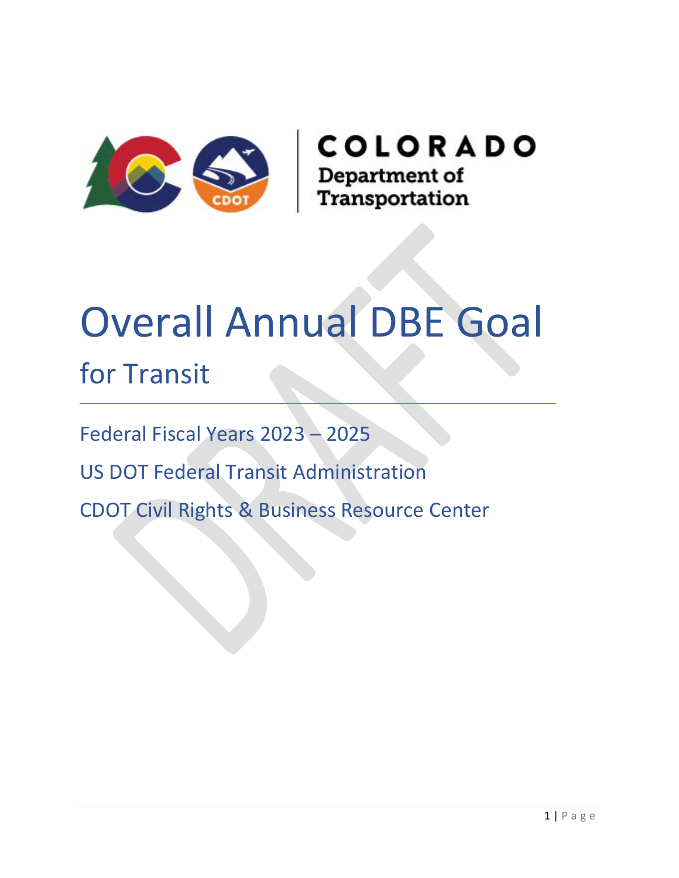COLORADO
Department of
Transportation

# Overall Annual DBE Goal

## for Transit

Federal Fiscal Years 2023 – 2025

US DOT Federal Transit Administration

CDOT Civil Rights & Business Resource Center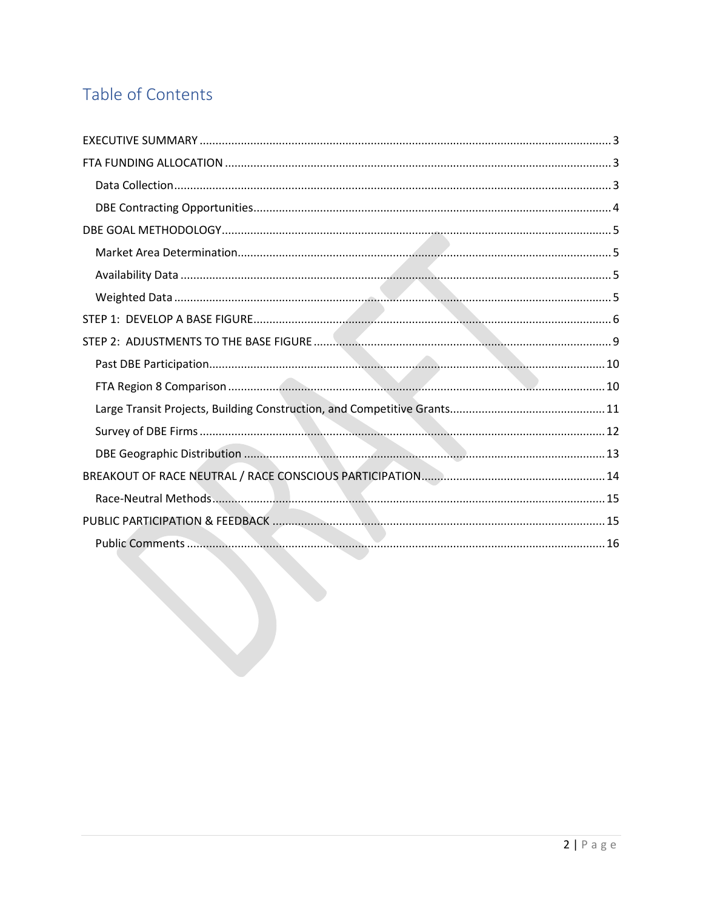# Table of Contents

- EXECUTIVE SUMMARY ..... 3
- FTA FUNDING ALLOCATION ..... 3
  - Data Collection ..... 3
  - DBE Contracting Opportunities ..... 4
- DBE GOAL METHODOLOGY ..... 5
  - Market Area Determination ..... 5
  - Availability Data ..... 5
  - Weighted Data ..... 5
- STEP 1: DEVELOP A BASE FIGURE ..... 6
- STEP 2: ADJUSTMENTS TO THE BASE FIGURE ..... 9
  - Past DBE Participation ..... 10
  - FTA Region 8 Comparison ..... 10
  - Large Transit Projects, Building Construction, and Competitive Grants ..... 11
  - Survey of DBE Firms ..... 12
  - DBE Geographic Distribution ..... 13
- BREAKOUT OF RACE NEUTRAL / RACE CONSCIOUS PARTICIPATION ..... 14
  - Race-Neutral Methods ..... 15
- PUBLIC PARTICIPATION & FEEDBACK ..... 15
  - Public Comments ..... 16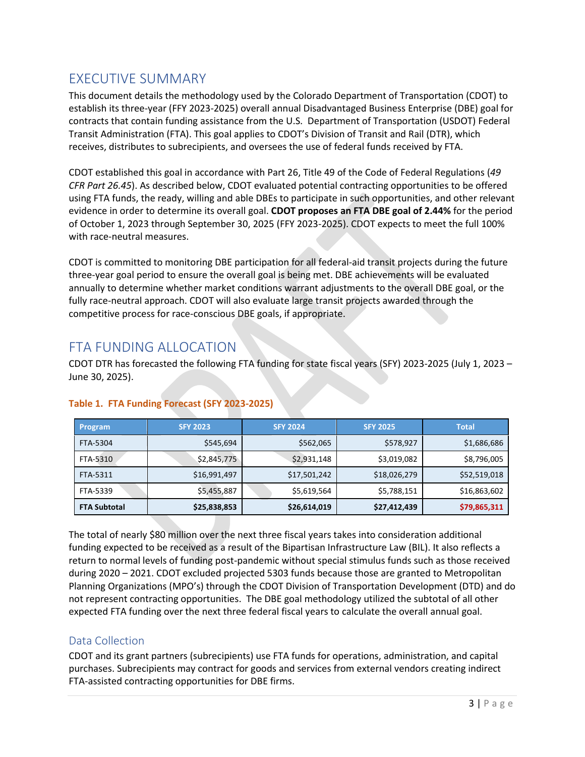# EXECUTIVE SUMMARY

This document details the methodology used by the Colorado Department of Transportation (CDOT) to establish its three-year (FFY 2023-2025) overall annual Disadvantaged Business Enterprise (DBE) goal for contracts that contain funding assistance from the U.S. Department of Transportation (USDOT) Federal Transit Administration (FTA). This goal applies to CDOT's Division of Transit and Rail (DTR), which receives, distributes to subrecipients, and oversees the use of federal funds received by FTA.

CDOT established this goal in accordance with Part 26, Title 49 of the Code of Federal Regulations (*49 CFR Part 26.45*). As described below, CDOT evaluated potential contracting opportunities to be offered using FTA funds, the ready, willing and able DBEs to participate in such opportunities, and other relevant evidence in order to determine its overall goal. **CDOT proposes an FTA DBE goal of 2.44%** for the period of October 1, 2023 through September 30, 2025 (FFY 2023-2025). CDOT expects to meet the full 100% with race-neutral measures.

CDOT is committed to monitoring DBE participation for all federal-aid transit projects during the future three-year goal period to ensure the overall goal is being met. DBE achievements will be evaluated annually to determine whether market conditions warrant adjustments to the overall DBE goal, or the fully race-neutral approach. CDOT will also evaluate large transit projects awarded through the competitive process for race-conscious DBE goals, if appropriate.

# FTA FUNDING ALLOCATION

CDOT DTR has forecasted the following FTA funding for state fiscal years (SFY) 2023-2025 (July 1, 2023 – June 30, 2025).

**Table 1. FTA Funding Forecast (SFY 2023-2025)**

| Program | SFY 2023 | SFY 2024 | SFY 2025 | Total |
|---|---|---|---|---|
| FTA-5304 | $545,694 | $562,065 | $578,927 | $1,686,686 |
| FTA-5310 | $2,845,775 | $2,931,148 | $3,019,082 | $8,796,005 |
| FTA-5311 | $16,991,497 | $17,501,242 | $18,026,279 | $52,519,018 |
| FTA-5339 | $5,455,887 | $5,619,564 | $5,788,151 | $16,863,602 |
| **FTA Subtotal** | **$25,838,853** | **$26,614,019** | **$27,412,439** | **$79,865,311** |

The total of nearly $80 million over the next three fiscal years takes into consideration additional funding expected to be received as a result of the Bipartisan Infrastructure Law (BIL). It also reflects a return to normal levels of funding post-pandemic without special stimulus funds such as those received during 2020 – 2021. CDOT excluded projected 5303 funds because those are granted to Metropolitan Planning Organizations (MPO's) through the CDOT Division of Transportation Development (DTD) and do not represent contracting opportunities. The DBE goal methodology utilized the subtotal of all other expected FTA funding over the next three federal fiscal years to calculate the overall annual goal.

## Data Collection

CDOT and its grant partners (subrecipients) use FTA funds for operations, administration, and capital purchases. Subrecipients may contract for goods and services from external vendors creating indirect FTA-assisted contracting opportunities for DBE firms.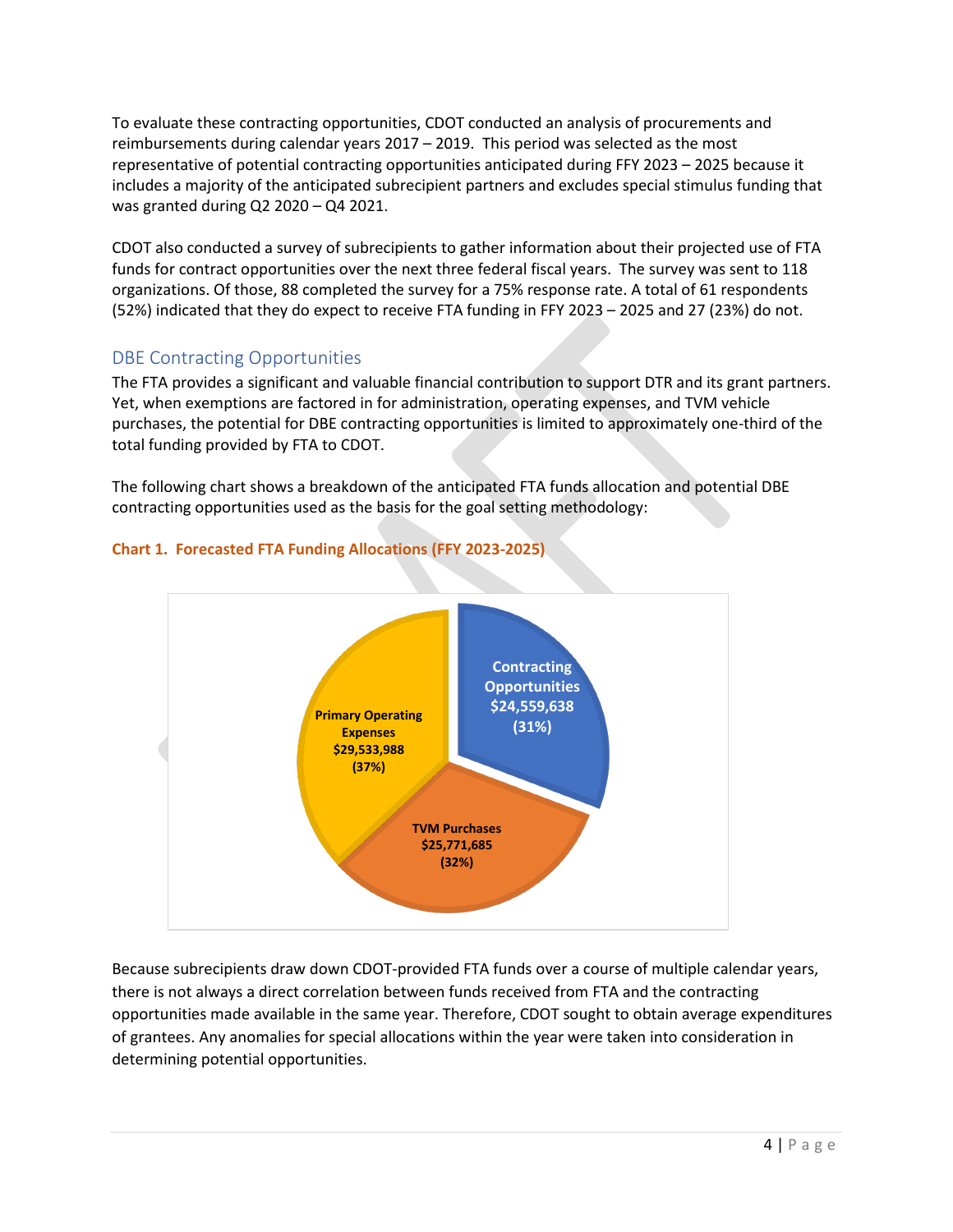To evaluate these contracting opportunities, CDOT conducted an analysis of procurements and reimbursements during calendar years 2017 – 2019. This period was selected as the most representative of potential contracting opportunities anticipated during FFY 2023 – 2025 because it includes a majority of the anticipated subrecipient partners and excludes special stimulus funding that was granted during Q2 2020 – Q4 2021.

CDOT also conducted a survey of subrecipients to gather information about their projected use of FTA funds for contract opportunities over the next three federal fiscal years. The survey was sent to 118 organizations. Of those, 88 completed the survey for a 75% response rate. A total of 61 respondents (52%) indicated that they do expect to receive FTA funding in FFY 2023 – 2025 and 27 (23%) do not.

## DBE Contracting Opportunities

The FTA provides a significant and valuable financial contribution to support DTR and its grant partners. Yet, when exemptions are factored in for administration, operating expenses, and TVM vehicle purchases, the potential for DBE contracting opportunities is limited to approximately one-third of the total funding provided by FTA to CDOT.

The following chart shows a breakdown of the anticipated FTA funds allocation and potential DBE contracting opportunities used as the basis for the goal setting methodology:

**Chart 1. Forecasted FTA Funding Allocations (FFY 2023-2025)**

| Category | Amount | Share |
| --- | --- | --- |
| Contracting Opportunities | $24,559,638 | 31% |
| TVM Purchases | $25,771,685 | 32% |
| Primary Operating Expenses | $29,533,988 | 37% |

Because subrecipients draw down CDOT-provided FTA funds over a course of multiple calendar years, there is not always a direct correlation between funds received from FTA and the contracting opportunities made available in the same year. Therefore, CDOT sought to obtain average expenditures of grantees. Any anomalies for special allocations within the year were taken into consideration in determining potential opportunities.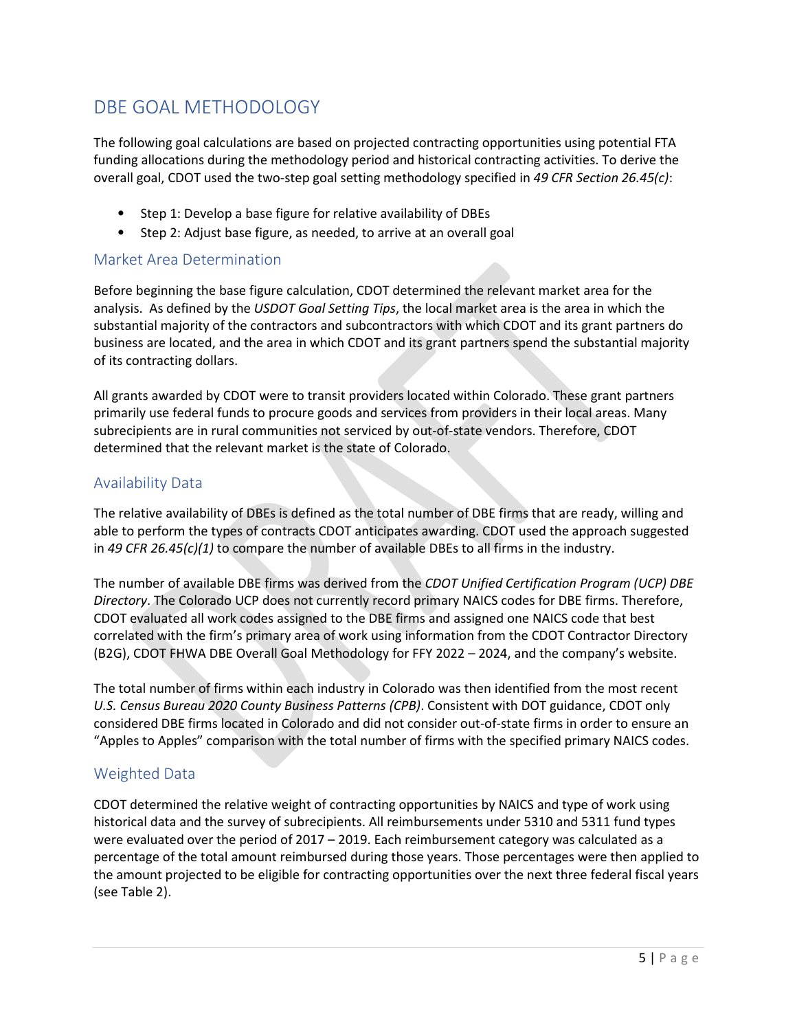# DBE GOAL METHODOLOGY

The following goal calculations are based on projected contracting opportunities using potential FTA funding allocations during the methodology period and historical contracting activities. To derive the overall goal, CDOT used the two-step goal setting methodology specified in *49 CFR Section 26.45(c)*:

- Step 1: Develop a base figure for relative availability of DBEs
- Step 2: Adjust base figure, as needed, to arrive at an overall goal

## Market Area Determination

Before beginning the base figure calculation, CDOT determined the relevant market area for the analysis. As defined by the *USDOT Goal Setting Tips*, the local market area is the area in which the substantial majority of the contractors and subcontractors with which CDOT and its grant partners do business are located, and the area in which CDOT and its grant partners spend the substantial majority of its contracting dollars.

All grants awarded by CDOT were to transit providers located within Colorado. These grant partners primarily use federal funds to procure goods and services from providers in their local areas. Many subrecipients are in rural communities not serviced by out-of-state vendors. Therefore, CDOT determined that the relevant market is the state of Colorado.

## Availability Data

The relative availability of DBEs is defined as the total number of DBE firms that are ready, willing and able to perform the types of contracts CDOT anticipates awarding. CDOT used the approach suggested in *49 CFR 26.45(c)(1)* to compare the number of available DBEs to all firms in the industry.

The number of available DBE firms was derived from the *CDOT Unified Certification Program (UCP) DBE Directory*. The Colorado UCP does not currently record primary NAICS codes for DBE firms. Therefore, CDOT evaluated all work codes assigned to the DBE firms and assigned one NAICS code that best correlated with the firm's primary area of work using information from the CDOT Contractor Directory (B2G), CDOT FHWA DBE Overall Goal Methodology for FFY 2022 – 2024, and the company's website.

The total number of firms within each industry in Colorado was then identified from the most recent *U.S. Census Bureau 2020 County Business Patterns (CPB)*. Consistent with DOT guidance, CDOT only considered DBE firms located in Colorado and did not consider out-of-state firms in order to ensure an "Apples to Apples" comparison with the total number of firms with the specified primary NAICS codes.

## Weighted Data

CDOT determined the relative weight of contracting opportunities by NAICS and type of work using historical data and the survey of subrecipients. All reimbursements under 5310 and 5311 fund types were evaluated over the period of 2017 – 2019. Each reimbursement category was calculated as a percentage of the total amount reimbursed during those years. Those percentages were then applied to the amount projected to be eligible for contracting opportunities over the next three federal fiscal years (see Table 2).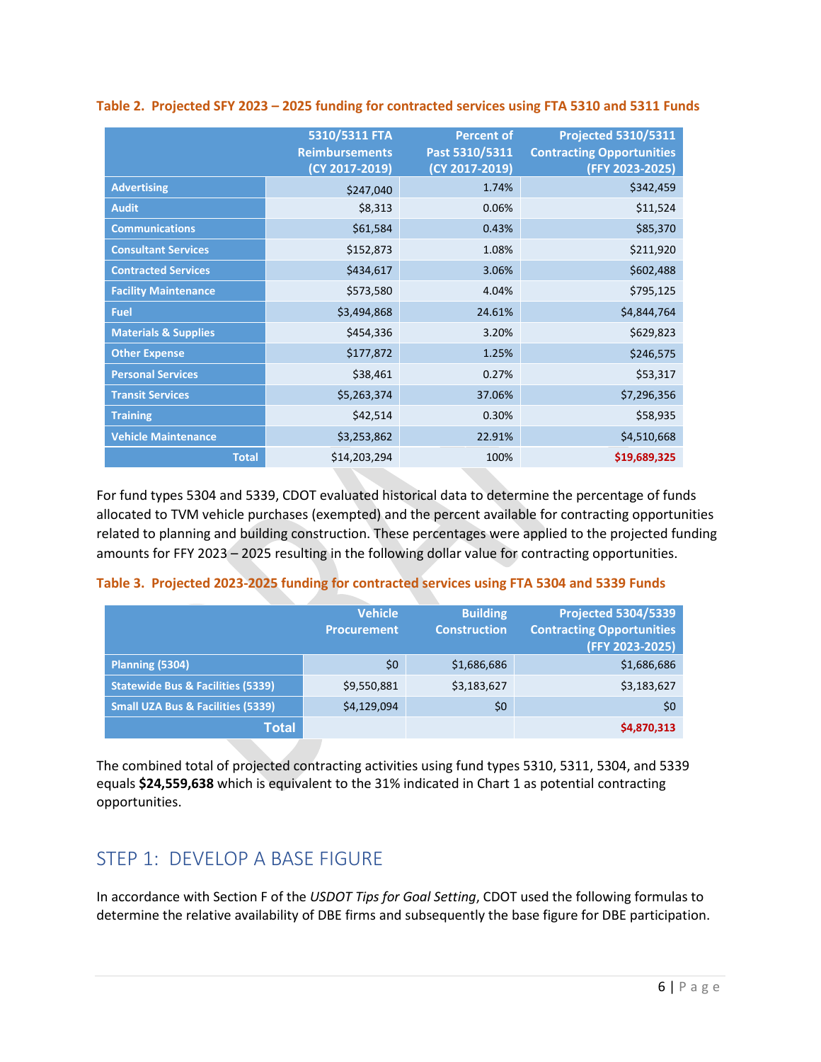**Table 2. Projected SFY 2023 – 2025 funding for contracted services using FTA 5310 and 5311 Funds**

| | 5310/5311 FTA Reimbursements (CY 2017-2019) | Percent of Past 5310/5311 (CY 2017-2019) | Projected 5310/5311 Contracting Opportunities (FFY 2023-2025) |
|---|---|---|---|
| Advertising | $247,040 | 1.74% | $342,459 |
| Audit | $8,313 | 0.06% | $11,524 |
| Communications | $61,584 | 0.43% | $85,370 |
| Consultant Services | $152,873 | 1.08% | $211,920 |
| Contracted Services | $434,617 | 3.06% | $602,488 |
| Facility Maintenance | $573,580 | 4.04% | $795,125 |
| Fuel | $3,494,868 | 24.61% | $4,844,764 |
| Materials & Supplies | $454,336 | 3.20% | $629,823 |
| Other Expense | $177,872 | 1.25% | $246,575 |
| Personal Services | $38,461 | 0.27% | $53,317 |
| Transit Services | $5,263,374 | 37.06% | $7,296,356 |
| Training | $42,514 | 0.30% | $58,935 |
| Vehicle Maintenance | $3,253,862 | 22.91% | $4,510,668 |
| Total | $14,203,294 | 100% | $19,689,325 |

For fund types 5304 and 5339, CDOT evaluated historical data to determine the percentage of funds allocated to TVM vehicle purchases (exempted) and the percent available for contracting opportunities related to planning and building construction. These percentages were applied to the projected funding amounts for FFY 2023 – 2025 resulting in the following dollar value for contracting opportunities.

**Table 3. Projected 2023-2025 funding for contracted services using FTA 5304 and 5339 Funds**

| | Vehicle Procurement | Building Construction | Projected 5304/5339 Contracting Opportunities (FFY 2023-2025) |
|---|---|---|---|
| Planning (5304) | $0 | $1,686,686 | $1,686,686 |
| Statewide Bus & Facilities (5339) | $9,550,881 | $3,183,627 | $3,183,627 |
| Small UZA Bus & Facilities (5339) | $4,129,094 | $0 | $0 |
| Total | | | $4,870,313 |

The combined total of projected contracting activities using fund types 5310, 5311, 5304, and 5339 equals **$24,559,638** which is equivalent to the 31% indicated in Chart 1 as potential contracting opportunities.

## STEP 1: DEVELOP A BASE FIGURE

In accordance with Section F of the *USDOT Tips for Goal Setting*, CDOT used the following formulas to determine the relative availability of DBE firms and subsequently the base figure for DBE participation.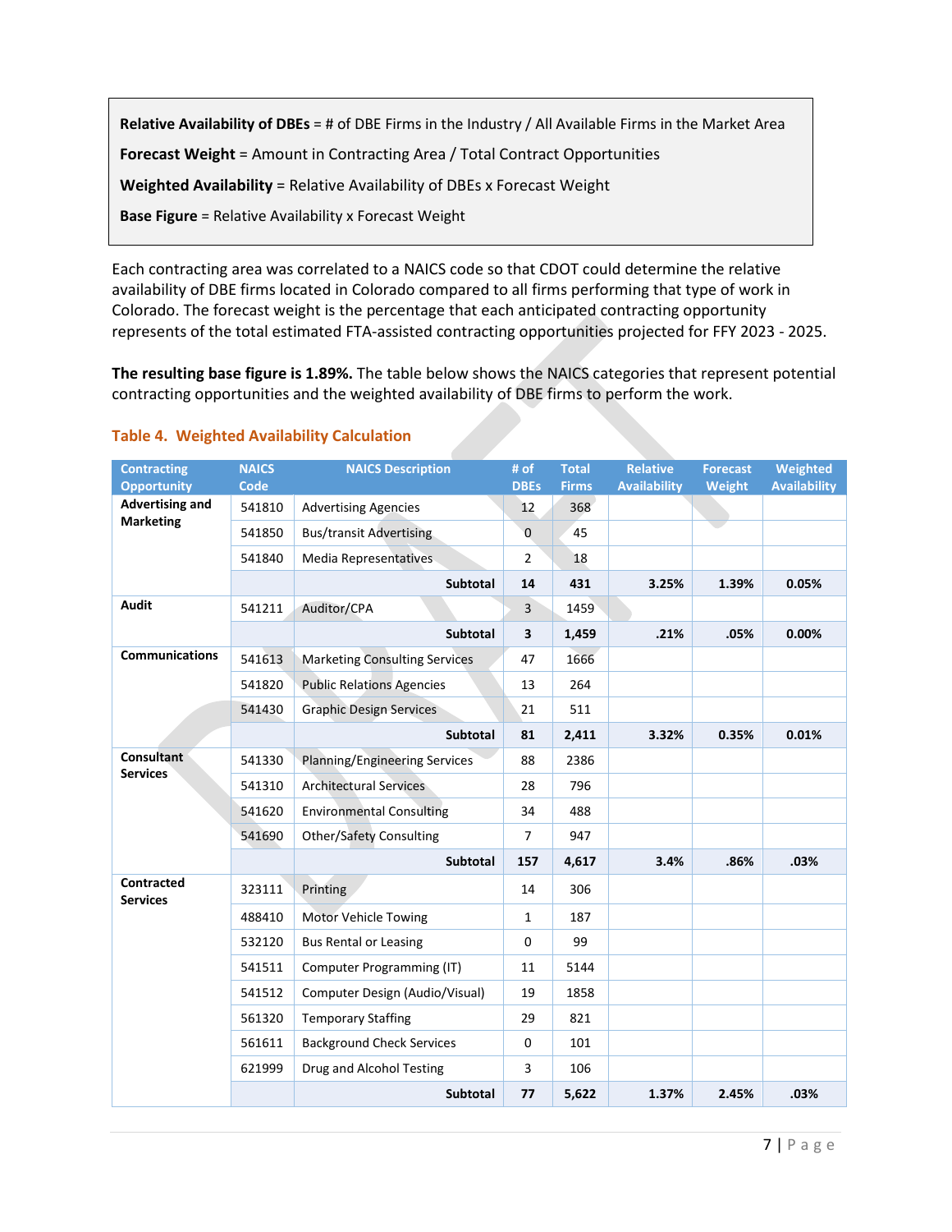**Relative Availability of DBEs** = # of DBE Firms in the Industry / All Available Firms in the Market Area

**Forecast Weight** = Amount in Contracting Area / Total Contract Opportunities

**Weighted Availability** = Relative Availability of DBEs x Forecast Weight

**Base Figure** = Relative Availability x Forecast Weight

Each contracting area was correlated to a NAICS code so that CDOT could determine the relative availability of DBE firms located in Colorado compared to all firms performing that type of work in Colorado. The forecast weight is the percentage that each anticipated contracting opportunity represents of the total estimated FTA-assisted contracting opportunities projected for FFY 2023 - 2025.

**The resulting base figure is 1.89%.** The table below shows the NAICS categories that represent potential contracting opportunities and the weighted availability of DBE firms to perform the work.

### Table 4. Weighted Availability Calculation

| Contracting Opportunity | NAICS Code | NAICS Description | # of DBEs | Total Firms | Relative Availability | Forecast Weight | Weighted Availability |
|---|---|---|---|---|---|---|---|
| **Advertising and Marketing** | 541810 | Advertising Agencies | 12 | 368 | | | |
| | 541850 | Bus/transit Advertising | 0 | 45 | | | |
| | 541840 | Media Representatives | 2 | 18 | | | |
| | | **Subtotal** | **14** | **431** | **3.25%** | **1.39%** | **0.05%** |
| **Audit** | 541211 | Auditor/CPA | 3 | 1459 | | | |
| | | **Subtotal** | **3** | **1,459** | **.21%** | **.05%** | **0.00%** |
| **Communications** | 541613 | Marketing Consulting Services | 47 | 1666 | | | |
| | 541820 | Public Relations Agencies | 13 | 264 | | | |
| | 541430 | Graphic Design Services | 21 | 511 | | | |
| | | **Subtotal** | **81** | **2,411** | **3.32%** | **0.35%** | **0.01%** |
| **Consultant Services** | 541330 | Planning/Engineering Services | 88 | 2386 | | | |
| | 541310 | Architectural Services | 28 | 796 | | | |
| | 541620 | Environmental Consulting | 34 | 488 | | | |
| | 541690 | Other/Safety Consulting | 7 | 947 | | | |
| | | **Subtotal** | **157** | **4,617** | **3.4%** | **.86%** | **.03%** |
| **Contracted Services** | 323111 | Printing | 14 | 306 | | | |
| | 488410 | Motor Vehicle Towing | 1 | 187 | | | |
| | 532120 | Bus Rental or Leasing | 0 | 99 | | | |
| | 541511 | Computer Programming (IT) | 11 | 5144 | | | |
| | 541512 | Computer Design (Audio/Visual) | 19 | 1858 | | | |
| | 561320 | Temporary Staffing | 29 | 821 | | | |
| | 561611 | Background Check Services | 0 | 101 | | | |
| | 621999 | Drug and Alcohol Testing | 3 | 106 | | | |
| | | **Subtotal** | **77** | **5,622** | **1.37%** | **2.45%** | **.03%** |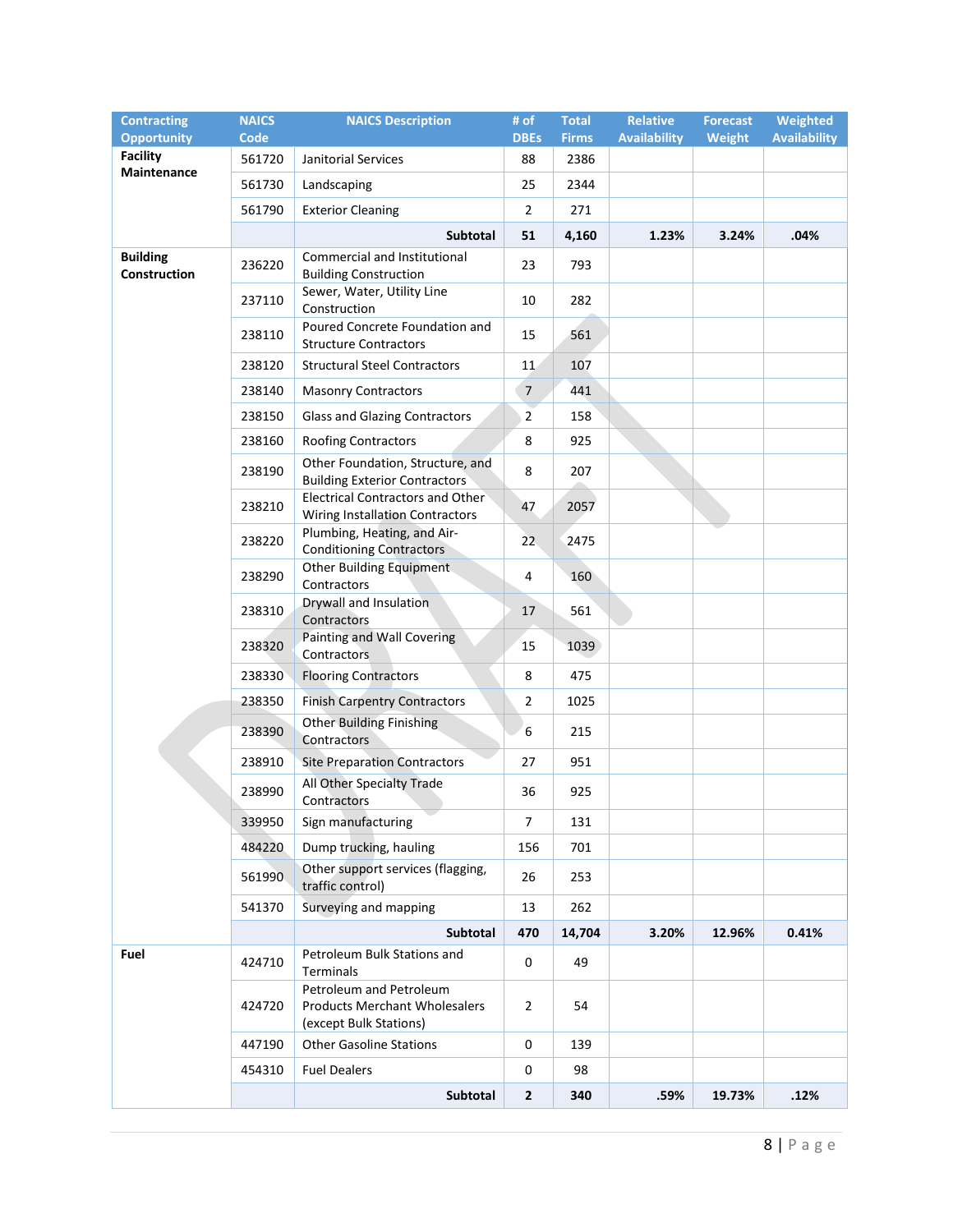| Contracting Opportunity | NAICS Code | NAICS Description | # of DBEs | Total Firms | Relative Availability | Forecast Weight | Weighted Availability |
|---|---|---|---|---|---|---|---|
| **Facility Maintenance** | 561720 | Janitorial Services | 88 | 2386 | | | |
| | 561730 | Landscaping | 25 | 2344 | | | |
| | 561790 | Exterior Cleaning | 2 | 271 | | | |
| | | **Subtotal** | **51** | **4,160** | **1.23%** | **3.24%** | **.04%** |
| **Building Construction** | 236220 | Commercial and Institutional Building Construction | 23 | 793 | | | |
| | 237110 | Sewer, Water, Utility Line Construction | 10 | 282 | | | |
| | 238110 | Poured Concrete Foundation and Structure Contractors | 15 | 561 | | | |
| | 238120 | Structural Steel Contractors | 11 | 107 | | | |
| | 238140 | Masonry Contractors | 7 | 441 | | | |
| | 238150 | Glass and Glazing Contractors | 2 | 158 | | | |
| | 238160 | Roofing Contractors | 8 | 925 | | | |
| | 238190 | Other Foundation, Structure, and Building Exterior Contractors | 8 | 207 | | | |
| | 238210 | Electrical Contractors and Other Wiring Installation Contractors | 47 | 2057 | | | |
| | 238220 | Plumbing, Heating, and Air-Conditioning Contractors | 22 | 2475 | | | |
| | 238290 | Other Building Equipment Contractors | 4 | 160 | | | |
| | 238310 | Drywall and Insulation Contractors | 17 | 561 | | | |
| | 238320 | Painting and Wall Covering Contractors | 15 | 1039 | | | |
| | 238330 | Flooring Contractors | 8 | 475 | | | |
| | 238350 | Finish Carpentry Contractors | 2 | 1025 | | | |
| | 238390 | Other Building Finishing Contractors | 6 | 215 | | | |
| | 238910 | Site Preparation Contractors | 27 | 951 | | | |
| | 238990 | All Other Specialty Trade Contractors | 36 | 925 | | | |
| | 339950 | Sign manufacturing | 7 | 131 | | | |
| | 484220 | Dump trucking, hauling | 156 | 701 | | | |
| | 561990 | Other support services (flagging, traffic control) | 26 | 253 | | | |
| | 541370 | Surveying and mapping | 13 | 262 | | | |
| | | **Subtotal** | **470** | **14,704** | **3.20%** | **12.96%** | **0.41%** |
| **Fuel** | 424710 | Petroleum Bulk Stations and Terminals | 0 | 49 | | | |
| | 424720 | Petroleum and Petroleum Products Merchant Wholesalers (except Bulk Stations) | 2 | 54 | | | |
| | 447190 | Other Gasoline Stations | 0 | 139 | | | |
| | 454310 | Fuel Dealers | 0 | 98 | | | |
| | | **Subtotal** | **2** | **340** | **.59%** | **19.73%** | **.12%** |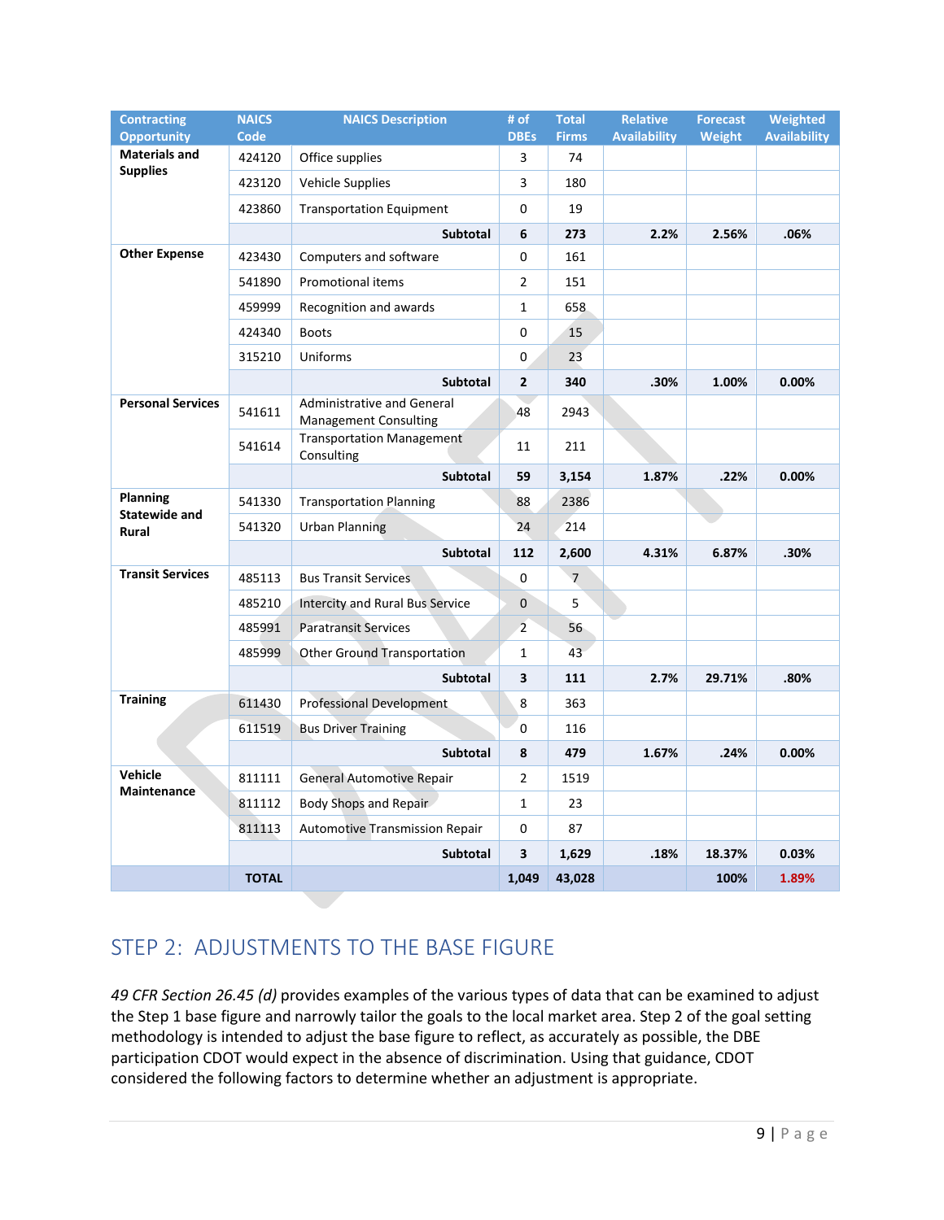| Contracting Opportunity | NAICS Code | NAICS Description | # of DBEs | Total Firms | Relative Availability | Forecast Weight | Weighted Availability |
|---|---|---|---|---|---|---|---|
| **Materials and Supplies** | 424120 | Office supplies | 3 | 74 | | | |
| | 423120 | Vehicle Supplies | 3 | 180 | | | |
| | 423860 | Transportation Equipment | 0 | 19 | | | |
| | | **Subtotal** | **6** | **273** | **2.2%** | **2.56%** | **.06%** |
| **Other Expense** | 423430 | Computers and software | 0 | 161 | | | |
| | 541890 | Promotional items | 2 | 151 | | | |
| | 459999 | Recognition and awards | 1 | 658 | | | |
| | 424340 | Boots | 0 | 15 | | | |
| | 315210 | Uniforms | 0 | 23 | | | |
| | | **Subtotal** | **2** | **340** | **.30%** | **1.00%** | **0.00%** |
| **Personal Services** | 541611 | Administrative and General Management Consulting | 48 | 2943 | | | |
| | 541614 | Transportation Management Consulting | 11 | 211 | | | |
| | | **Subtotal** | **59** | **3,154** | **1.87%** | **.22%** | **0.00%** |
| **Planning Statewide and Rural** | 541330 | Transportation Planning | 88 | 2386 | | | |
| | 541320 | Urban Planning | 24 | 214 | | | |
| | | **Subtotal** | **112** | **2,600** | **4.31%** | **6.87%** | **.30%** |
| **Transit Services** | 485113 | Bus Transit Services | 0 | 7 | | | |
| | 485210 | Intercity and Rural Bus Service | 0 | 5 | | | |
| | 485991 | Paratransit Services | 2 | 56 | | | |
| | 485999 | Other Ground Transportation | 1 | 43 | | | |
| | | **Subtotal** | **3** | **111** | **2.7%** | **29.71%** | **.80%** |
| **Training** | 611430 | Professional Development | 8 | 363 | | | |
| | 611519 | Bus Driver Training | 0 | 116 | | | |
| | | **Subtotal** | **8** | **479** | **1.67%** | **.24%** | **0.00%** |
| **Vehicle Maintenance** | 811111 | General Automotive Repair | 2 | 1519 | | | |
| | 811112 | Body Shops and Repair | 1 | 23 | | | |
| | 811113 | Automotive Transmission Repair | 0 | 87 | | | |
| | | **Subtotal** | **3** | **1,629** | **.18%** | **18.37%** | **0.03%** |
| | **TOTAL** | | **1,049** | **43,028** | | **100%** | **1.89%** |

## STEP 2: ADJUSTMENTS TO THE BASE FIGURE

*49 CFR Section 26.45 (d)* provides examples of the various types of data that can be examined to adjust the Step 1 base figure and narrowly tailor the goals to the local market area. Step 2 of the goal setting methodology is intended to adjust the base figure to reflect, as accurately as possible, the DBE participation CDOT would expect in the absence of discrimination. Using that guidance, CDOT considered the following factors to determine whether an adjustment is appropriate.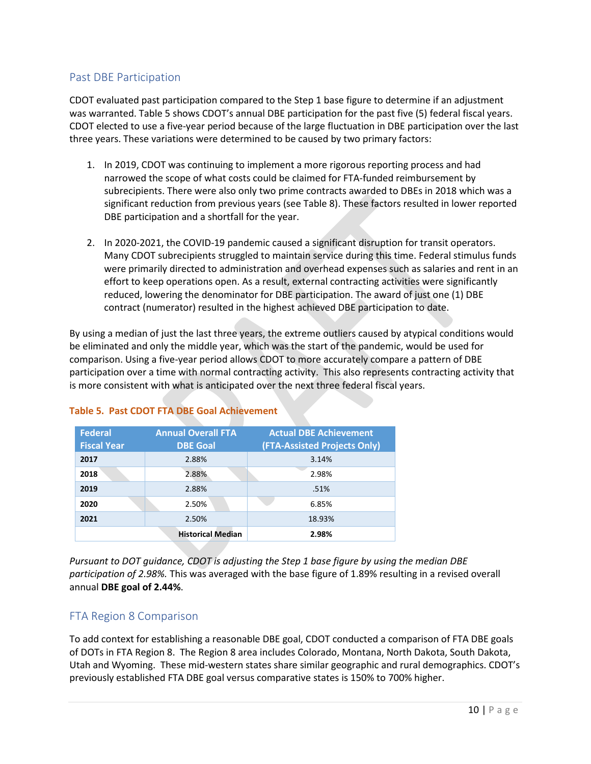## Past DBE Participation

CDOT evaluated past participation compared to the Step 1 base figure to determine if an adjustment was warranted. Table 5 shows CDOT's annual DBE participation for the past five (5) federal fiscal years. CDOT elected to use a five-year period because of the large fluctuation in DBE participation over the last three years. These variations were determined to be caused by two primary factors:

1. In 2019, CDOT was continuing to implement a more rigorous reporting process and had narrowed the scope of what costs could be claimed for FTA-funded reimbursement by subrecipients. There were also only two prime contracts awarded to DBEs in 2018 which was a significant reduction from previous years (see Table 8). These factors resulted in lower reported DBE participation and a shortfall for the year.

2. In 2020-2021, the COVID-19 pandemic caused a significant disruption for transit operators. Many CDOT subrecipients struggled to maintain service during this time. Federal stimulus funds were primarily directed to administration and overhead expenses such as salaries and rent in an effort to keep operations open. As a result, external contracting activities were significantly reduced, lowering the denominator for DBE participation. The award of just one (1) DBE contract (numerator) resulted in the highest achieved DBE participation to date.

By using a median of just the last three years, the extreme outliers caused by atypical conditions would be eliminated and only the middle year, which was the start of the pandemic, would be used for comparison. Using a five-year period allows CDOT to more accurately compare a pattern of DBE participation over a time with normal contracting activity. This also represents contracting activity that is more consistent with what is anticipated over the next three federal fiscal years.

**Table 5. Past CDOT FTA DBE Goal Achievement**

| Federal Fiscal Year | Annual Overall FTA DBE Goal | Actual DBE Achievement (FTA-Assisted Projects Only) |
|---|---|---|
| **2017** | 2.88% | 3.14% |
| **2018** | 2.88% | 2.98% |
| **2019** | 2.88% | .51% |
| **2020** | 2.50% | 6.85% |
| **2021** | 2.50% | 18.93% |
| | **Historical Median** | **2.98%** |

*Pursuant to DOT guidance, CDOT is adjusting the Step 1 base figure by using the median DBE participation of 2.98%.* This was averaged with the base figure of 1.89% resulting in a revised overall annual **DBE goal of 2.44%**.

## FTA Region 8 Comparison

To add context for establishing a reasonable DBE goal, CDOT conducted a comparison of FTA DBE goals of DOTs in FTA Region 8. The Region 8 area includes Colorado, Montana, North Dakota, South Dakota, Utah and Wyoming. These mid-western states share similar geographic and rural demographics. CDOT's previously established FTA DBE goal versus comparative states is 150% to 700% higher.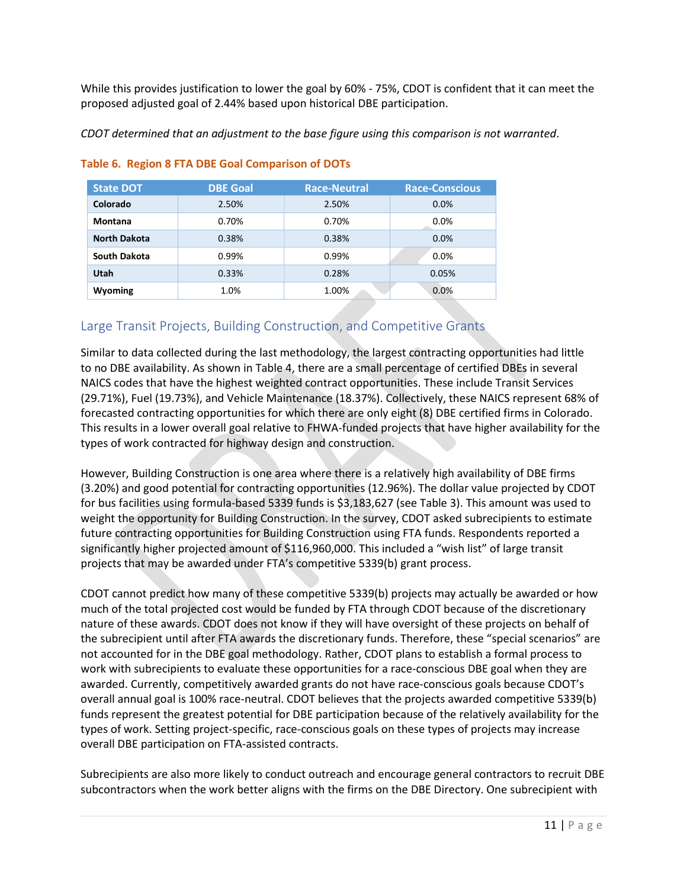While this provides justification to lower the goal by 60% - 75%, CDOT is confident that it can meet the proposed adjusted goal of 2.44% based upon historical DBE participation.

*CDOT determined that an adjustment to the base figure using this comparison is not warranted*.

**Table 6. Region 8 FTA DBE Goal Comparison of DOTs**

| State DOT | DBE Goal | Race-Neutral | Race-Conscious |
|---|---|---|---|
| **Colorado** | 2.50% | 2.50% | 0.0% |
| **Montana** | 0.70% | 0.70% | 0.0% |
| **North Dakota** | 0.38% | 0.38% | 0.0% |
| **South Dakota** | 0.99% | 0.99% | 0.0% |
| **Utah** | 0.33% | 0.28% | 0.05% |
| **Wyoming** | 1.0% | 1.00% | 0.0% |

## Large Transit Projects, Building Construction, and Competitive Grants

Similar to data collected during the last methodology, the largest contracting opportunities had little to no DBE availability. As shown in Table 4, there are a small percentage of certified DBEs in several NAICS codes that have the highest weighted contract opportunities. These include Transit Services (29.71%), Fuel (19.73%), and Vehicle Maintenance (18.37%). Collectively, these NAICS represent 68% of forecasted contracting opportunities for which there are only eight (8) DBE certified firms in Colorado. This results in a lower overall goal relative to FHWA-funded projects that have higher availability for the types of work contracted for highway design and construction.

However, Building Construction is one area where there is a relatively high availability of DBE firms (3.20%) and good potential for contracting opportunities (12.96%). The dollar value projected by CDOT for bus facilities using formula-based 5339 funds is $3,183,627 (see Table 3). This amount was used to weight the opportunity for Building Construction. In the survey, CDOT asked subrecipients to estimate future contracting opportunities for Building Construction using FTA funds. Respondents reported a significantly higher projected amount of $116,960,000. This included a "wish list" of large transit projects that may be awarded under FTA's competitive 5339(b) grant process.

CDOT cannot predict how many of these competitive 5339(b) projects may actually be awarded or how much of the total projected cost would be funded by FTA through CDOT because of the discretionary nature of these awards. CDOT does not know if they will have oversight of these projects on behalf of the subrecipient until after FTA awards the discretionary funds. Therefore, these "special scenarios" are not accounted for in the DBE goal methodology. Rather, CDOT plans to establish a formal process to work with subrecipients to evaluate these opportunities for a race-conscious DBE goal when they are awarded. Currently, competitively awarded grants do not have race-conscious goals because CDOT's overall annual goal is 100% race-neutral. CDOT believes that the projects awarded competitive 5339(b) funds represent the greatest potential for DBE participation because of the relatively availability for the types of work. Setting project-specific, race-conscious goals on these types of projects may increase overall DBE participation on FTA-assisted contracts.

Subrecipients are also more likely to conduct outreach and encourage general contractors to recruit DBE subcontractors when the work better aligns with the firms on the DBE Directory. One subrecipient with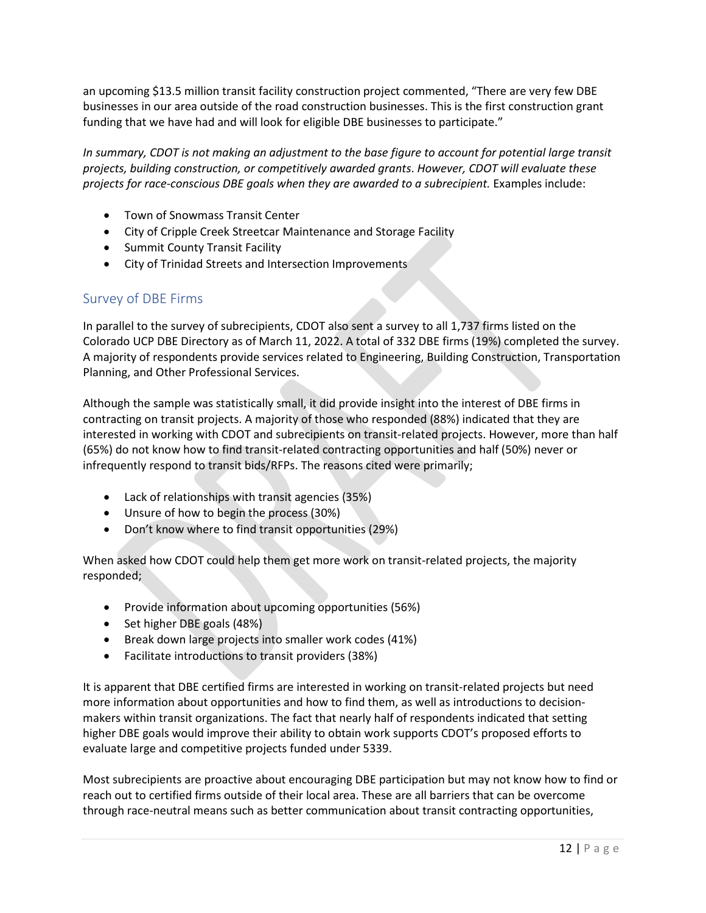an upcoming $13.5 million transit facility construction project commented, "There are very few DBE businesses in our area outside of the road construction businesses. This is the first construction grant funding that we have had and will look for eligible DBE businesses to participate."

*In summary, CDOT is not making an adjustment to the base figure to account for potential large transit projects, building construction, or competitively awarded grants. However, CDOT will evaluate these projects for race-conscious DBE goals when they are awarded to a subrecipient.* Examples include:

- Town of Snowmass Transit Center
- City of Cripple Creek Streetcar Maintenance and Storage Facility
- Summit County Transit Facility
- City of Trinidad Streets and Intersection Improvements

## Survey of DBE Firms

In parallel to the survey of subrecipients, CDOT also sent a survey to all 1,737 firms listed on the Colorado UCP DBE Directory as of March 11, 2022. A total of 332 DBE firms (19%) completed the survey. A majority of respondents provide services related to Engineering, Building Construction, Transportation Planning, and Other Professional Services.

Although the sample was statistically small, it did provide insight into the interest of DBE firms in contracting on transit projects. A majority of those who responded (88%) indicated that they are interested in working with CDOT and subrecipients on transit-related projects. However, more than half (65%) do not know how to find transit-related contracting opportunities and half (50%) never or infrequently respond to transit bids/RFPs. The reasons cited were primarily;

- Lack of relationships with transit agencies (35%)
- Unsure of how to begin the process (30%)
- Don't know where to find transit opportunities (29%)

When asked how CDOT could help them get more work on transit-related projects, the majority responded;

- Provide information about upcoming opportunities (56%)
- Set higher DBE goals (48%)
- Break down large projects into smaller work codes (41%)
- Facilitate introductions to transit providers (38%)

It is apparent that DBE certified firms are interested in working on transit-related projects but need more information about opportunities and how to find them, as well as introductions to decision-makers within transit organizations. The fact that nearly half of respondents indicated that setting higher DBE goals would improve their ability to obtain work supports CDOT's proposed efforts to evaluate large and competitive projects funded under 5339.

Most subrecipients are proactive about encouraging DBE participation but may not know how to find or reach out to certified firms outside of their local area. These are all barriers that can be overcome through race-neutral means such as better communication about transit contracting opportunities,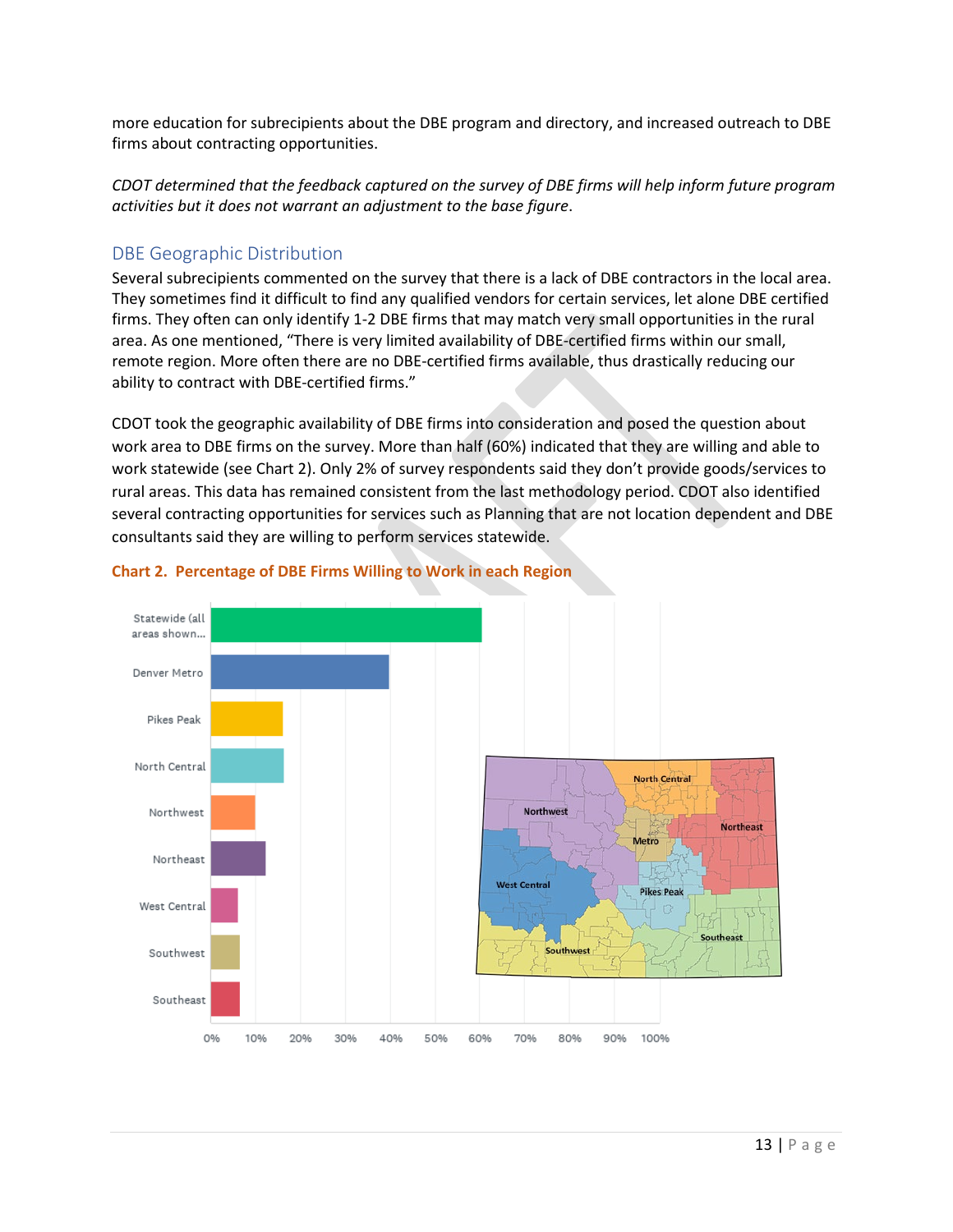more education for subrecipients about the DBE program and directory, and increased outreach to DBE firms about contracting opportunities.

*CDOT determined that the feedback captured on the survey of DBE firms will help inform future program activities but it does not warrant an adjustment to the base figure*.

## DBE Geographic Distribution

Several subrecipients commented on the survey that there is a lack of DBE contractors in the local area. They sometimes find it difficult to find any qualified vendors for certain services, let alone DBE certified firms. They often can only identify 1-2 DBE firms that may match very small opportunities in the rural area. As one mentioned, "There is very limited availability of DBE-certified firms within our small, remote region. More often there are no DBE-certified firms available, thus drastically reducing our ability to contract with DBE-certified firms."

CDOT took the geographic availability of DBE firms into consideration and posed the question about work area to DBE firms on the survey. More than half (60%) indicated that they are willing and able to work statewide (see Chart 2). Only 2% of survey respondents said they don't provide goods/services to rural areas. This data has remained consistent from the last methodology period. CDOT also identified several contracting opportunities for services such as Planning that are not location dependent and DBE consultants said they are willing to perform services statewide.

**Chart 2. Percentage of DBE Firms Willing to Work in each Region**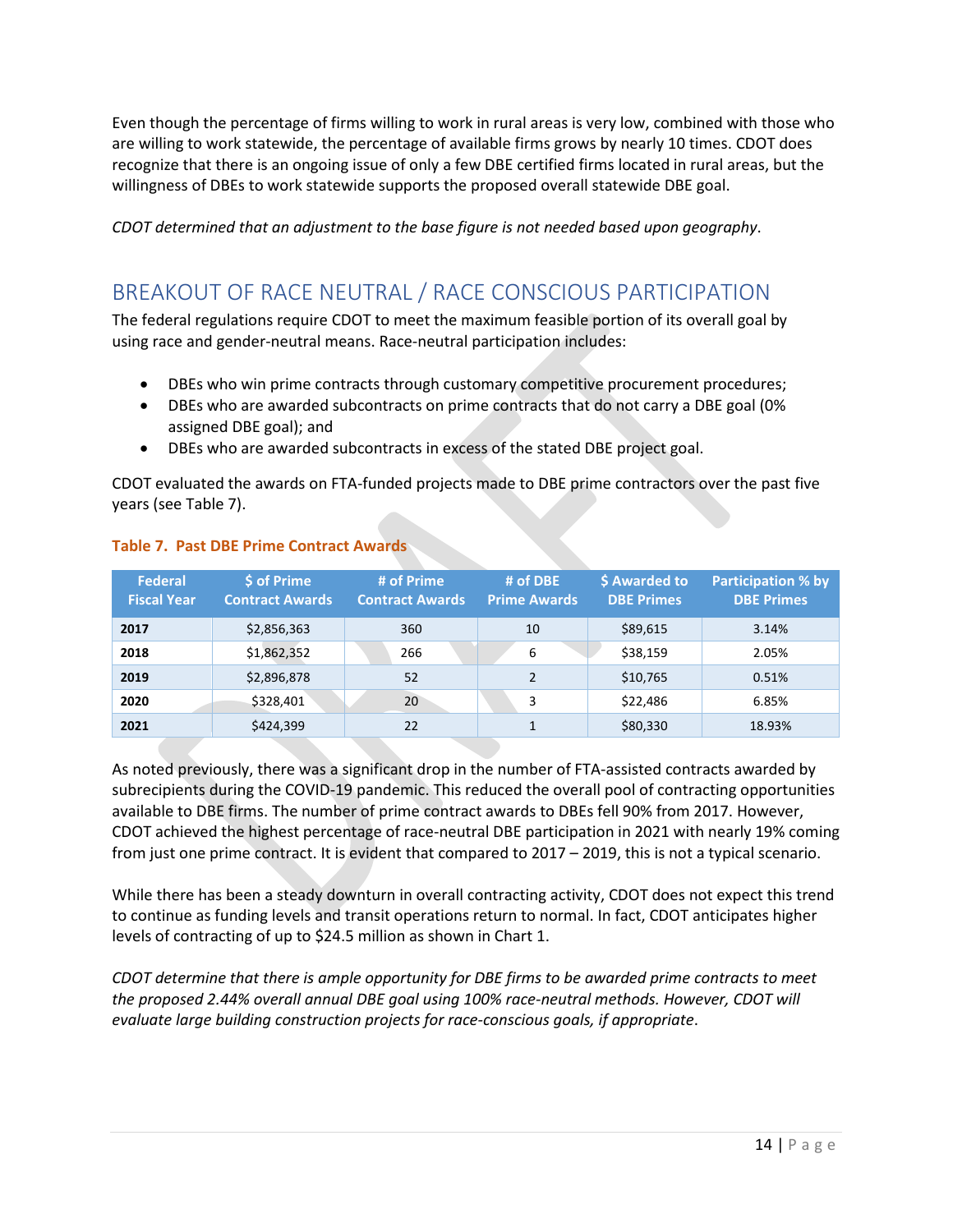Even though the percentage of firms willing to work in rural areas is very low, combined with those who are willing to work statewide, the percentage of available firms grows by nearly 10 times. CDOT does recognize that there is an ongoing issue of only a few DBE certified firms located in rural areas, but the willingness of DBEs to work statewide supports the proposed overall statewide DBE goal.

*CDOT determined that an adjustment to the base figure is not needed based upon geography*.

## BREAKOUT OF RACE NEUTRAL / RACE CONSCIOUS PARTICIPATION

The federal regulations require CDOT to meet the maximum feasible portion of its overall goal by using race and gender-neutral means. Race-neutral participation includes:

- DBEs who win prime contracts through customary competitive procurement procedures;
- DBEs who are awarded subcontracts on prime contracts that do not carry a DBE goal (0% assigned DBE goal); and
- DBEs who are awarded subcontracts in excess of the stated DBE project goal.

CDOT evaluated the awards on FTA-funded projects made to DBE prime contractors over the past five years (see Table 7).

**Table 7. Past DBE Prime Contract Awards**

| Federal Fiscal Year | $ of Prime Contract Awards | # of Prime Contract Awards | # of DBE Prime Awards | $ Awarded to DBE Primes | Participation % by DBE Primes |
|---|---|---|---|---|---|
| **2017** | $2,856,363 | 360 | 10 | $89,615 | 3.14% |
| **2018** | $1,862,352 | 266 | 6 | $38,159 | 2.05% |
| **2019** | $2,896,878 | 52 | 2 | $10,765 | 0.51% |
| **2020** | $328,401 | 20 | 3 | $22,486 | 6.85% |
| **2021** | $424,399 | 22 | 1 | $80,330 | 18.93% |

As noted previously, there was a significant drop in the number of FTA-assisted contracts awarded by subrecipients during the COVID-19 pandemic. This reduced the overall pool of contracting opportunities available to DBE firms. The number of prime contract awards to DBEs fell 90% from 2017. However, CDOT achieved the highest percentage of race-neutral DBE participation in 2021 with nearly 19% coming from just one prime contract. It is evident that compared to 2017 – 2019, this is not a typical scenario.

While there has been a steady downturn in overall contracting activity, CDOT does not expect this trend to continue as funding levels and transit operations return to normal. In fact, CDOT anticipates higher levels of contracting of up to $24.5 million as shown in Chart 1.

*CDOT determine that there is ample opportunity for DBE firms to be awarded prime contracts to meet the proposed 2.44% overall annual DBE goal using 100% race-neutral methods. However, CDOT will evaluate large building construction projects for race-conscious goals, if appropriate*.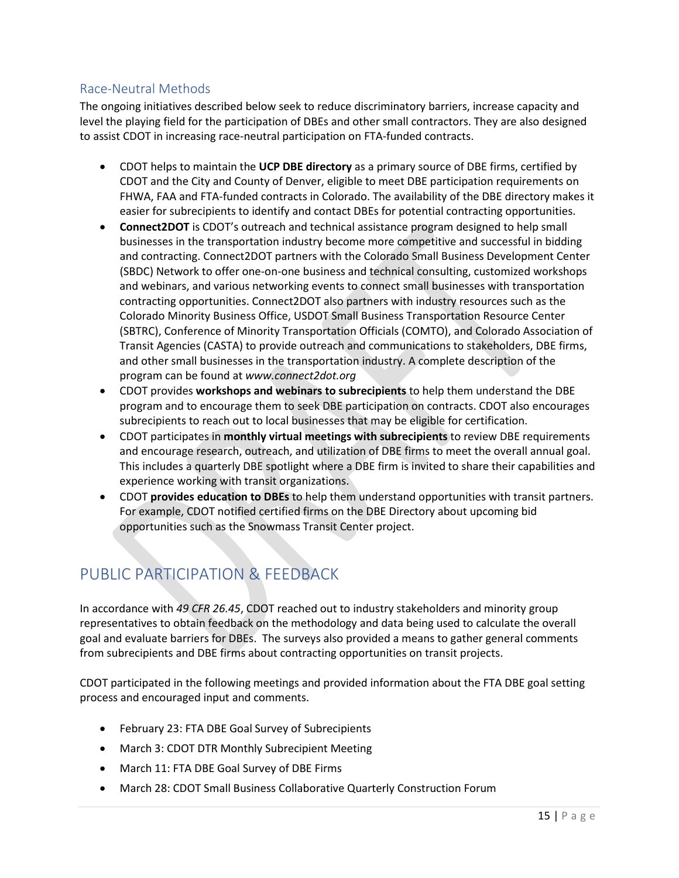## Race-Neutral Methods

The ongoing initiatives described below seek to reduce discriminatory barriers, increase capacity and level the playing field for the participation of DBEs and other small contractors. They are also designed to assist CDOT in increasing race-neutral participation on FTA-funded contracts.

- CDOT helps to maintain the **UCP DBE directory** as a primary source of DBE firms, certified by CDOT and the City and County of Denver, eligible to meet DBE participation requirements on FHWA, FAA and FTA-funded contracts in Colorado. The availability of the DBE directory makes it easier for subrecipients to identify and contact DBEs for potential contracting opportunities.
- **Connect2DOT** is CDOT's outreach and technical assistance program designed to help small businesses in the transportation industry become more competitive and successful in bidding and contracting. Connect2DOT partners with the Colorado Small Business Development Center (SBDC) Network to offer one-on-one business and technical consulting, customized workshops and webinars, and various networking events to connect small businesses with transportation contracting opportunities. Connect2DOT also partners with industry resources such as the Colorado Minority Business Office, USDOT Small Business Transportation Resource Center (SBTRC), Conference of Minority Transportation Officials (COMTO), and Colorado Association of Transit Agencies (CASTA) to provide outreach and communications to stakeholders, DBE firms, and other small businesses in the transportation industry. A complete description of the program can be found at *www.connect2dot.org*
- CDOT provides **workshops and webinars to subrecipients** to help them understand the DBE program and to encourage them to seek DBE participation on contracts. CDOT also encourages subrecipients to reach out to local businesses that may be eligible for certification.
- CDOT participates in **monthly virtual meetings with subrecipients** to review DBE requirements and encourage research, outreach, and utilization of DBE firms to meet the overall annual goal. This includes a quarterly DBE spotlight where a DBE firm is invited to share their capabilities and experience working with transit organizations.
- CDOT **provides education to DBEs** to help them understand opportunities with transit partners. For example, CDOT notified certified firms on the DBE Directory about upcoming bid opportunities such as the Snowmass Transit Center project.

# PUBLIC PARTICIPATION & FEEDBACK

In accordance with *49 CFR 26.45*, CDOT reached out to industry stakeholders and minority group representatives to obtain feedback on the methodology and data being used to calculate the overall goal and evaluate barriers for DBEs. The surveys also provided a means to gather general comments from subrecipients and DBE firms about contracting opportunities on transit projects.

CDOT participated in the following meetings and provided information about the FTA DBE goal setting process and encouraged input and comments.

- February 23: FTA DBE Goal Survey of Subrecipients
- March 3: CDOT DTR Monthly Subrecipient Meeting
- March 11: FTA DBE Goal Survey of DBE Firms
- March 28: CDOT Small Business Collaborative Quarterly Construction Forum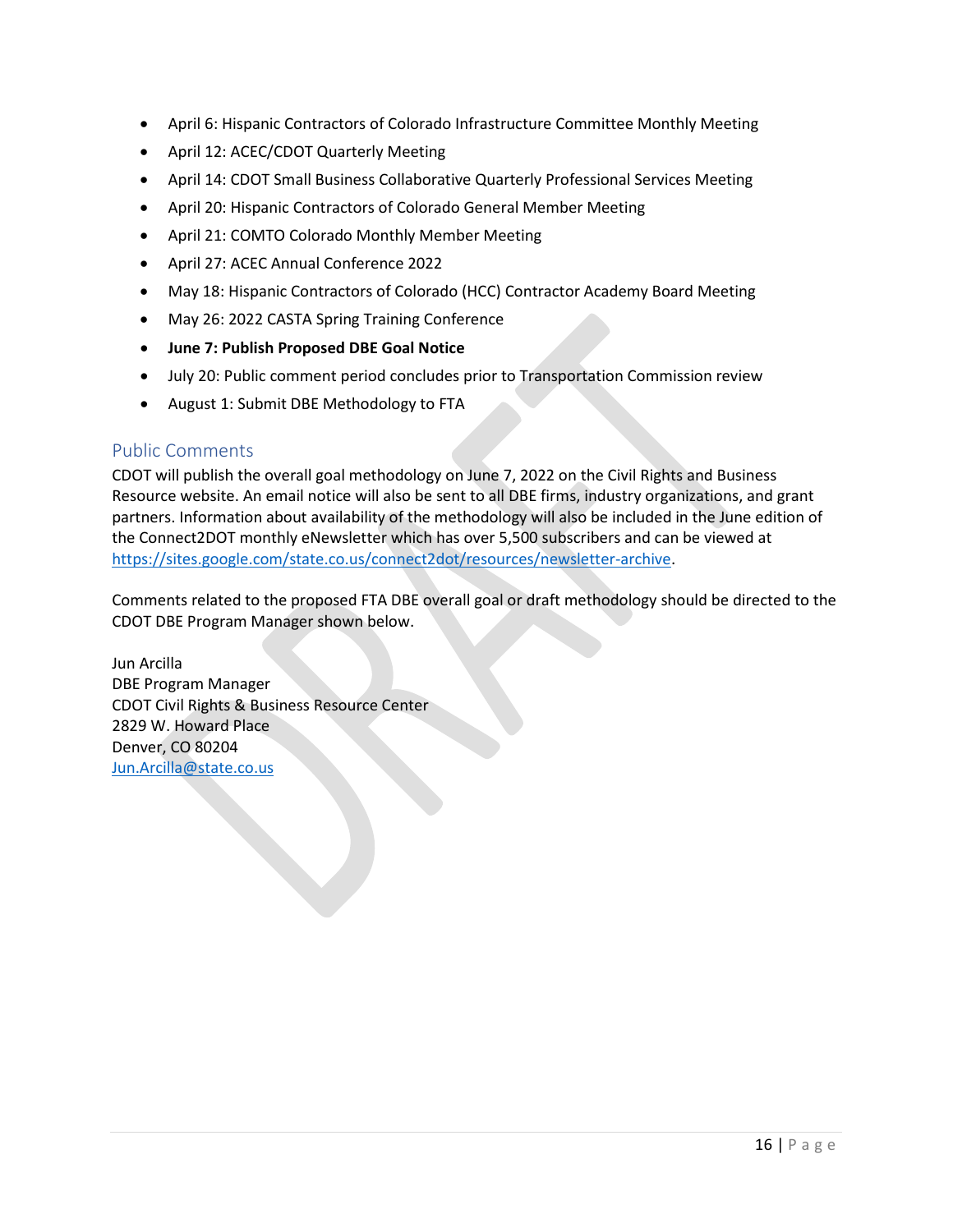- April 6: Hispanic Contractors of Colorado Infrastructure Committee Monthly Meeting
- April 12: ACEC/CDOT Quarterly Meeting
- April 14: CDOT Small Business Collaborative Quarterly Professional Services Meeting
- April 20: Hispanic Contractors of Colorado General Member Meeting
- April 21: COMTO Colorado Monthly Member Meeting
- April 27: ACEC Annual Conference 2022
- May 18: Hispanic Contractors of Colorado (HCC) Contractor Academy Board Meeting
- May 26: 2022 CASTA Spring Training Conference
- **June 7: Publish Proposed DBE Goal Notice**
- July 20: Public comment period concludes prior to Transportation Commission review
- August 1: Submit DBE Methodology to FTA

## Public Comments

CDOT will publish the overall goal methodology on June 7, 2022 on the Civil Rights and Business Resource website. An email notice will also be sent to all DBE firms, industry organizations, and grant partners. Information about availability of the methodology will also be included in the June edition of the Connect2DOT monthly eNewsletter which has over 5,500 subscribers and can be viewed at https://sites.google.com/state.co.us/connect2dot/resources/newsletter-archive.

Comments related to the proposed FTA DBE overall goal or draft methodology should be directed to the CDOT DBE Program Manager shown below.

Jun Arcilla
DBE Program Manager
CDOT Civil Rights & Business Resource Center
2829 W. Howard Place
Denver, CO 80204
Jun.Arcilla@state.co.us